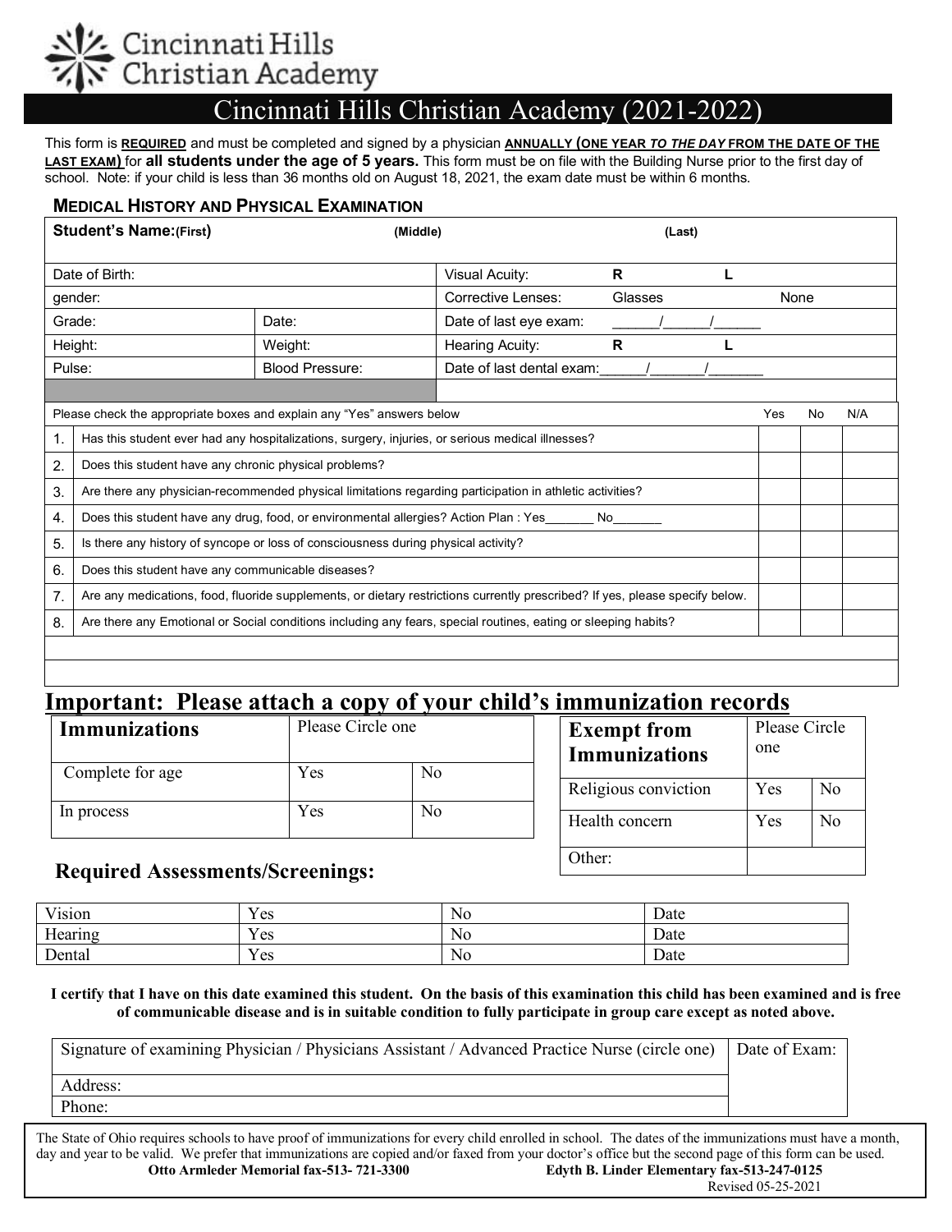Cincinnati Hills Christian Academy

# Cincinnati Hills Christian Academy (2021-2022)

This form is **REQUIRED** and must be completed and signed by a physician **ANNUALLY (ONE YEAR *TO THE DAY* FROM THE DATE OF THE LAST EXAM)** for **all students under the age of 5 years.** This form must be on file with the Building Nurse prior to the first day of school. Note: if your child is less than 36 months old on August 18, 2021, the exam date must be within 6 months.

## MEDICAL HISTORY AND PHYSICAL EXAMINATION

| **Student's Name:(First)** | **(Middle)** | **(Last)** | | |
|---|---|---|---|---|
| Date of Birth: | | Visual Acuity: | R | L |
| gender: | | Corrective Lenses: | Glasses | None |
| Grade: | Date: | Date of last eye exam: | ______/______/______ | |
| Height: | Weight: | Hearing Acuity: | R | L |
| Pulse: | Blood Pressure: | Date of last dental exam:______/_______/_______ | | |

| | Please check the appropriate boxes and explain any "Yes" answers below | Yes | No | N/A |
|---|---|---|---|---|
| 1. | Has this student ever had any hospitalizations, surgery, injuries, or serious medical illnesses? | | | |
| 2. | Does this student have any chronic physical problems? | | | |
| 3. | Are there any physician-recommended physical limitations regarding participation in athletic activities? | | | |
| 4. | Does this student have any drug, food, or environmental allergies? Action Plan : Yes_______ No_______ | | | |
| 5. | Is there any history of syncope or loss of consciousness during physical activity? | | | |
| 6. | Does this student have any communicable diseases? | | | |
| 7. | Are any medications, food, fluoride supplements, or dietary restrictions currently prescribed? If yes, please specify below. | | | |
| 8. | Are there any Emotional or Social conditions including any fears, special routines, eating or sleeping habits? | | | |

# Important: Please attach a copy of your child's immunization records

| **Immunizations** | Please Circle one | |
|---|---|---|
| Complete for age | Yes | No |
| In process | Yes | No |

| **Exempt from Immunizations** | Please Circle one | |
|---|---|---|
| Religious conviction | Yes | No |
| Health concern | Yes | No |
| Other: | | |

## Required Assessments/Screenings:

| Vision | Yes | No | Date |
|---|---|---|---|
| Hearing | Yes | No | Date |
| Dental | Yes | No | Date |

**I certify that I have on this date examined this student. On the basis of this examination this child has been examined and is free of communicable disease and is in suitable condition to fully participate in group care except as noted above.**

| Signature of examining Physician / Physicians Assistant / Advanced Practice Nurse (circle one) | Date of Exam: |
|---|---|
| Address: | |
| Phone: | |

The State of Ohio requires schools to have proof of immunizations for every child enrolled in school. The dates of the immunizations must have a month, day and year to be valid. We prefer that immunizations are copied and/or faxed from your doctor's office but the second page of this form can be used.

**Otto Armleder Memorial fax-513- 721-3300** **Edyth B. Linder Elementary fax-513-247-0125**

Revised 05-25-2021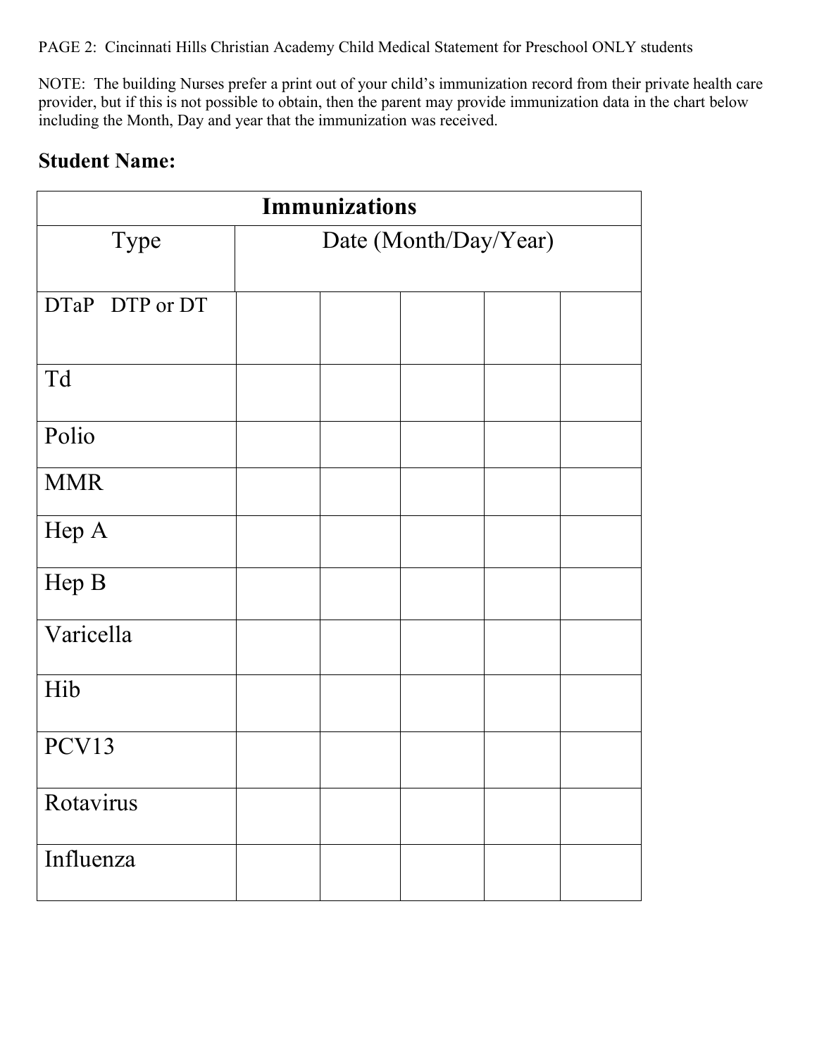PAGE 2: Cincinnati Hills Christian Academy Child Medical Statement for Preschool ONLY students

NOTE: The building Nurses prefer a print out of your child's immunization record from their private health care provider, but if this is not possible to obtain, then the parent may provide immunization data in the chart below including the Month, Day and year that the immunization was received.

**Student Name:**

| Immunizations | | | | | |
|---|---|---|---|---|---|
| Type | Date (Month/Day/Year) | | | | |
| DTaP DTP or DT | | | | | |
| Td | | | | | |
| Polio | | | | | |
| MMR | | | | | |
| Hep A | | | | | |
| Hep B | | | | | |
| Varicella | | | | | |
| Hib | | | | | |
| PCV13 | | | | | |
| Rotavirus | | | | | |
| Influenza | | | | | |